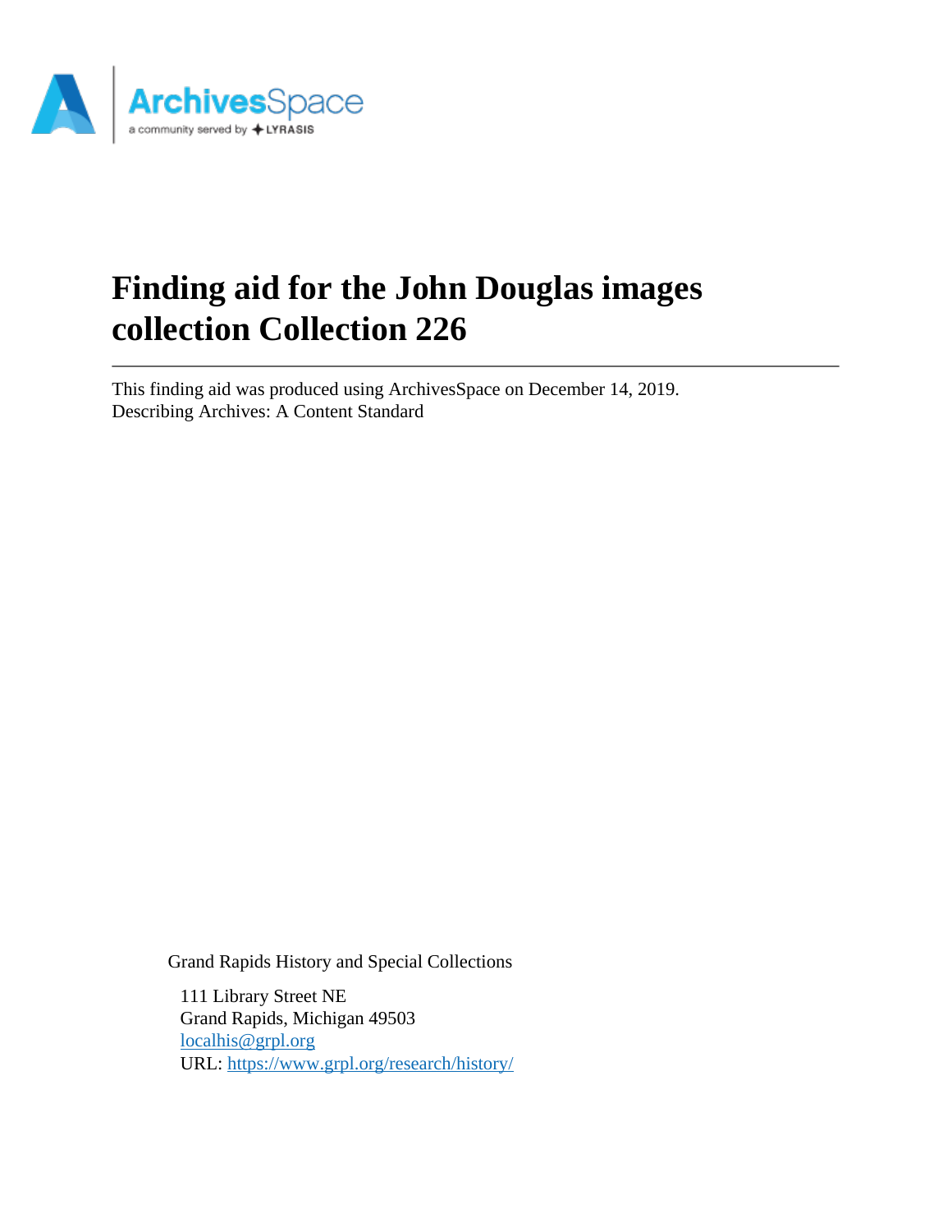# Finding aid for the John Douglas images collection Collection 226

This finding aid was produced using ArchivesSpace on December 14, 2019.
Describing Archives: A Content Standard

Grand Rapids History and Special Collections

111 Library Street NE
Grand Rapids, Michigan 49503
[localhis@grpl.org](mailto:localhis@grpl.org)
URL: [https://www.grpl.org/research/history/](https://www.grpl.org/research/history/)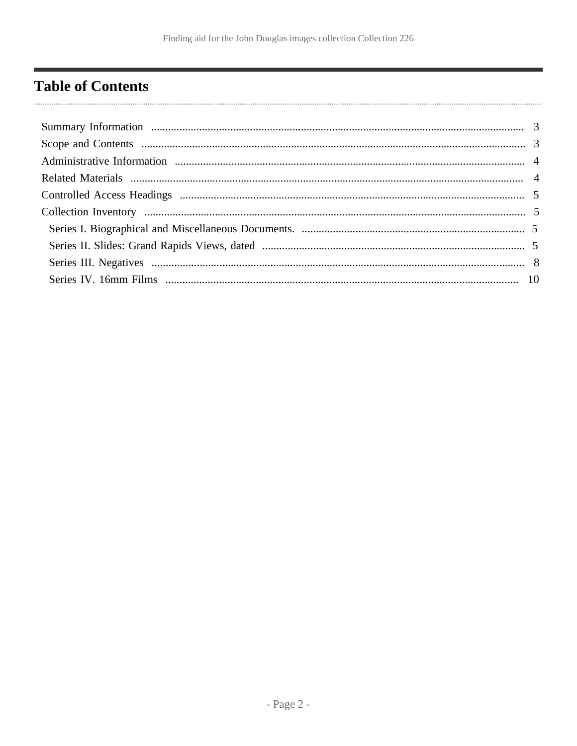# Table of Contents

- Summary Information ..... 3
- Scope and Contents ..... 3
- Administrative Information ..... 4
- Related Materials ..... 4
- Controlled Access Headings ..... 5
- Collection Inventory ..... 5
  - Series I. Biographical and Miscellaneous Documents. ..... 5
  - Series II. Slides: Grand Rapids Views, dated ..... 5
  - Series III. Negatives ..... 8
  - Series IV. 16mm Films ..... 10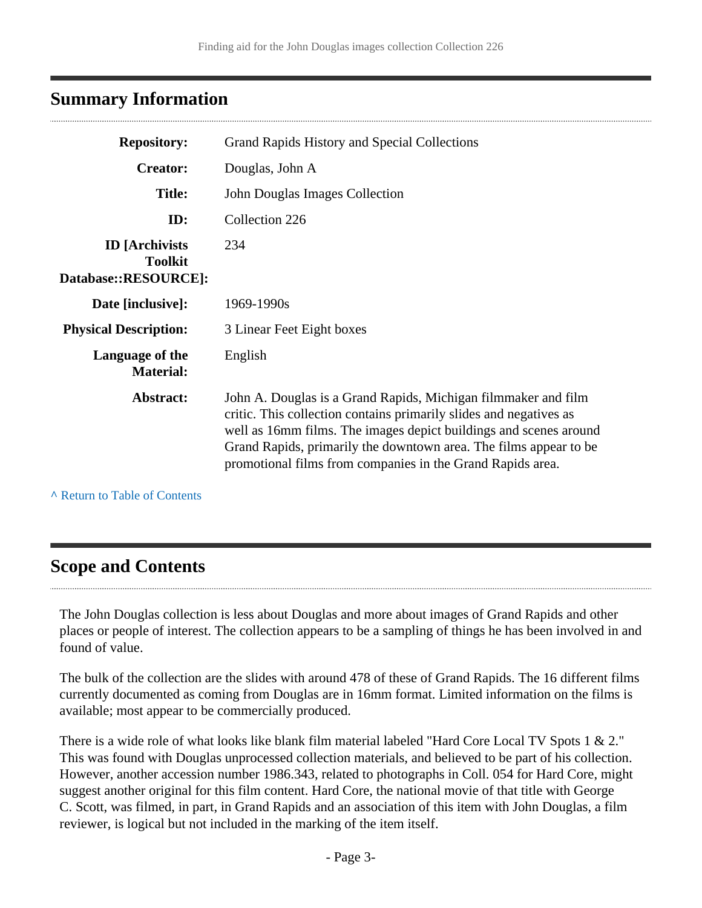## Summary Information

| | |
|---|---|
| **Repository:** | Grand Rapids History and Special Collections |
| **Creator:** | Douglas, John A |
| **Title:** | John Douglas Images Collection |
| **ID:** | Collection 226 |
| **ID [Archivists Toolkit Database::RESOURCE]:** | 234 |
| **Date [inclusive]:** | 1969-1990s |
| **Physical Description:** | 3 Linear Feet Eight boxes |
| **Language of the Material:** | English |
| **Abstract:** | John A. Douglas is a Grand Rapids, Michigan filmmaker and film critic. This collection contains primarily slides and negatives as well as 16mm films. The images depict buildings and scenes around Grand Rapids, primarily the downtown area. The films appear to be promotional films from companies in the Grand Rapids area. |

^ Return to Table of Contents

## Scope and Contents

The John Douglas collection is less about Douglas and more about images of Grand Rapids and other places or people of interest. The collection appears to be a sampling of things he has been involved in and found of value.

The bulk of the collection are the slides with around 478 of these of Grand Rapids. The 16 different films currently documented as coming from Douglas are in 16mm format. Limited information on the films is available; most appear to be commercially produced.

There is a wide role of what looks like blank film material labeled "Hard Core Local TV Spots 1 & 2." This was found with Douglas unprocessed collection materials, and believed to be part of his collection. However, another accession number 1986.343, related to photographs in Coll. 054 for Hard Core, might suggest another original for this film content. Hard Core, the national movie of that title with George C. Scott, was filmed, in part, in Grand Rapids and an association of this item with John Douglas, a film reviewer, is logical but not included in the marking of the item itself.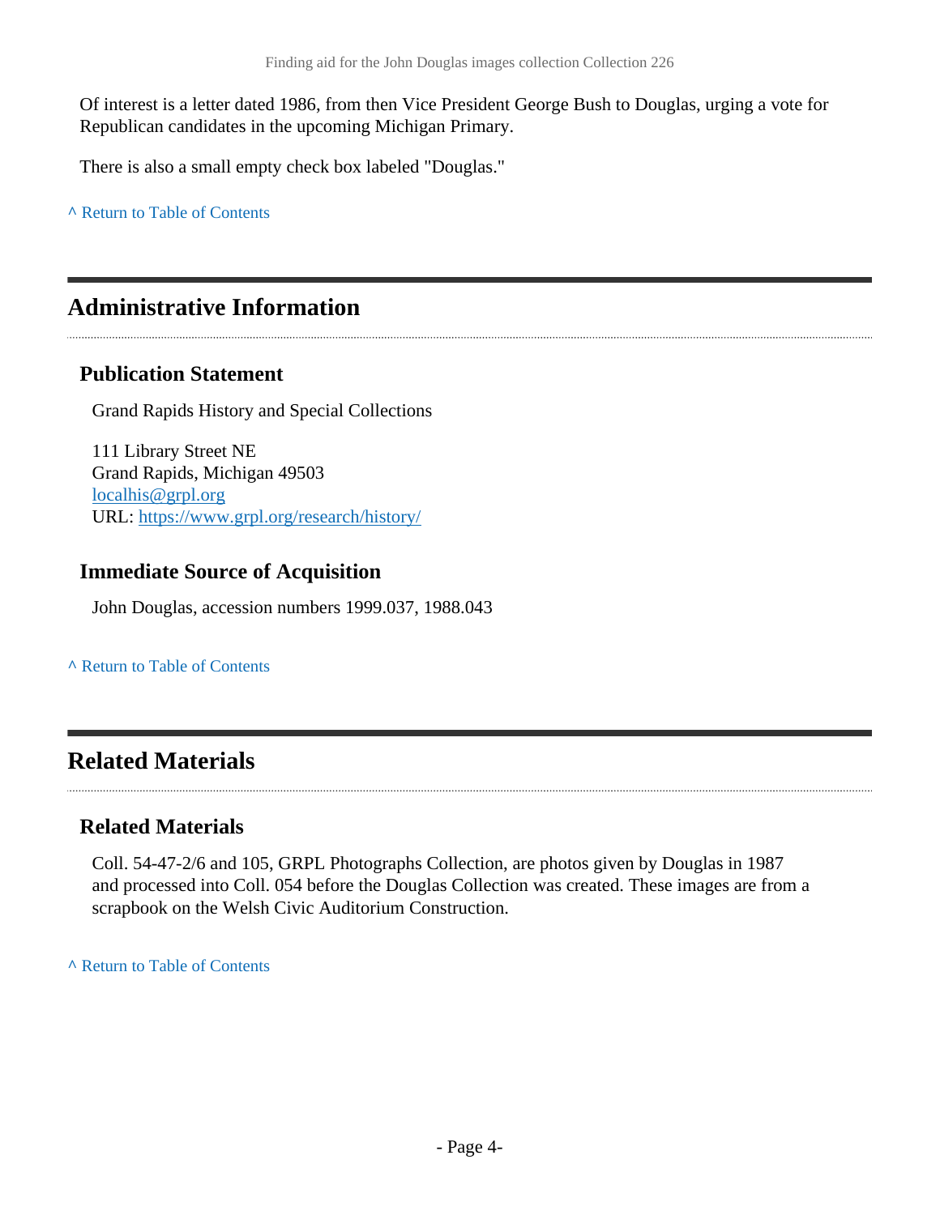Of interest is a letter dated 1986, from then Vice President George Bush to Douglas, urging a vote for Republican candidates in the upcoming Michigan Primary.

There is also a small empty check box labeled "Douglas."

^ Return to Table of Contents

## Administrative Information

### Publication Statement

Grand Rapids History and Special Collections

111 Library Street NE
Grand Rapids, Michigan 49503
localhis@grpl.org
URL: https://www.grpl.org/research/history/

### Immediate Source of Acquisition

John Douglas, accession numbers 1999.037, 1988.043

^ Return to Table of Contents

## Related Materials

### Related Materials

Coll. 54-47-2/6 and 105, GRPL Photographs Collection, are photos given by Douglas in 1987 and processed into Coll. 054 before the Douglas Collection was created. These images are from a scrapbook on the Welsh Civic Auditorium Construction.

^ Return to Table of Contents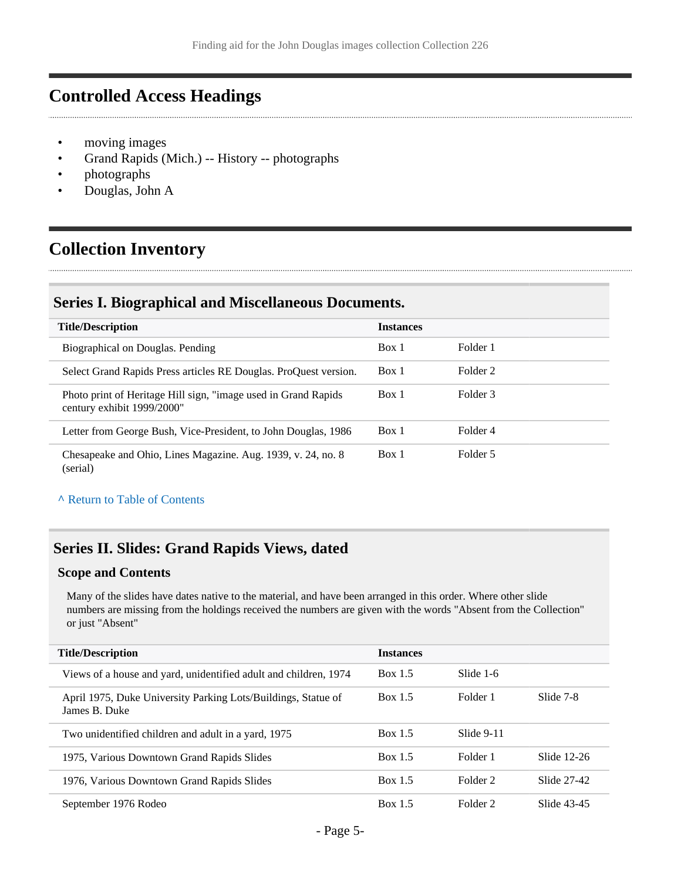## Controlled Access Headings

- moving images
- Grand Rapids (Mich.) -- History -- photographs
- photographs
- Douglas, John A

## Collection Inventory

### Series I. Biographical and Miscellaneous Documents.

| Title/Description | Instances | | |
|---|---|---|---|
| Biographical on Douglas. Pending | Box 1 | Folder 1 | |
| Select Grand Rapids Press articles RE Douglas. ProQuest version. | Box 1 | Folder 2 | |
| Photo print of Heritage Hill sign, "image used in Grand Rapids century exhibit 1999/2000" | Box 1 | Folder 3 | |
| Letter from George Bush, Vice-President, to John Douglas, 1986 | Box 1 | Folder 4 | |
| Chesapeake and Ohio, Lines Magazine. Aug. 1939, v. 24, no. 8 (serial) | Box 1 | Folder 5 | |

^ Return to Table of Contents

### Series II. Slides: Grand Rapids Views, dated

#### Scope and Contents

Many of the slides have dates native to the material, and have been arranged in this order. Where other slide numbers are missing from the holdings received the numbers are given with the words "Absent from the Collection" or just "Absent"

| Title/Description | Instances | | |
|---|---|---|---|
| Views of a house and yard, unidentified adult and children, 1974 | Box 1.5 | Slide 1-6 | |
| April 1975, Duke University Parking Lots/Buildings, Statue of James B. Duke | Box 1.5 | Folder 1 | Slide 7-8 |
| Two unidentified children and adult in a yard, 1975 | Box 1.5 | Slide 9-11 | |
| 1975, Various Downtown Grand Rapids Slides | Box 1.5 | Folder 1 | Slide 12-26 |
| 1976, Various Downtown Grand Rapids Slides | Box 1.5 | Folder 2 | Slide 27-42 |
| September 1976 Rodeo | Box 1.5 | Folder 2 | Slide 43-45 |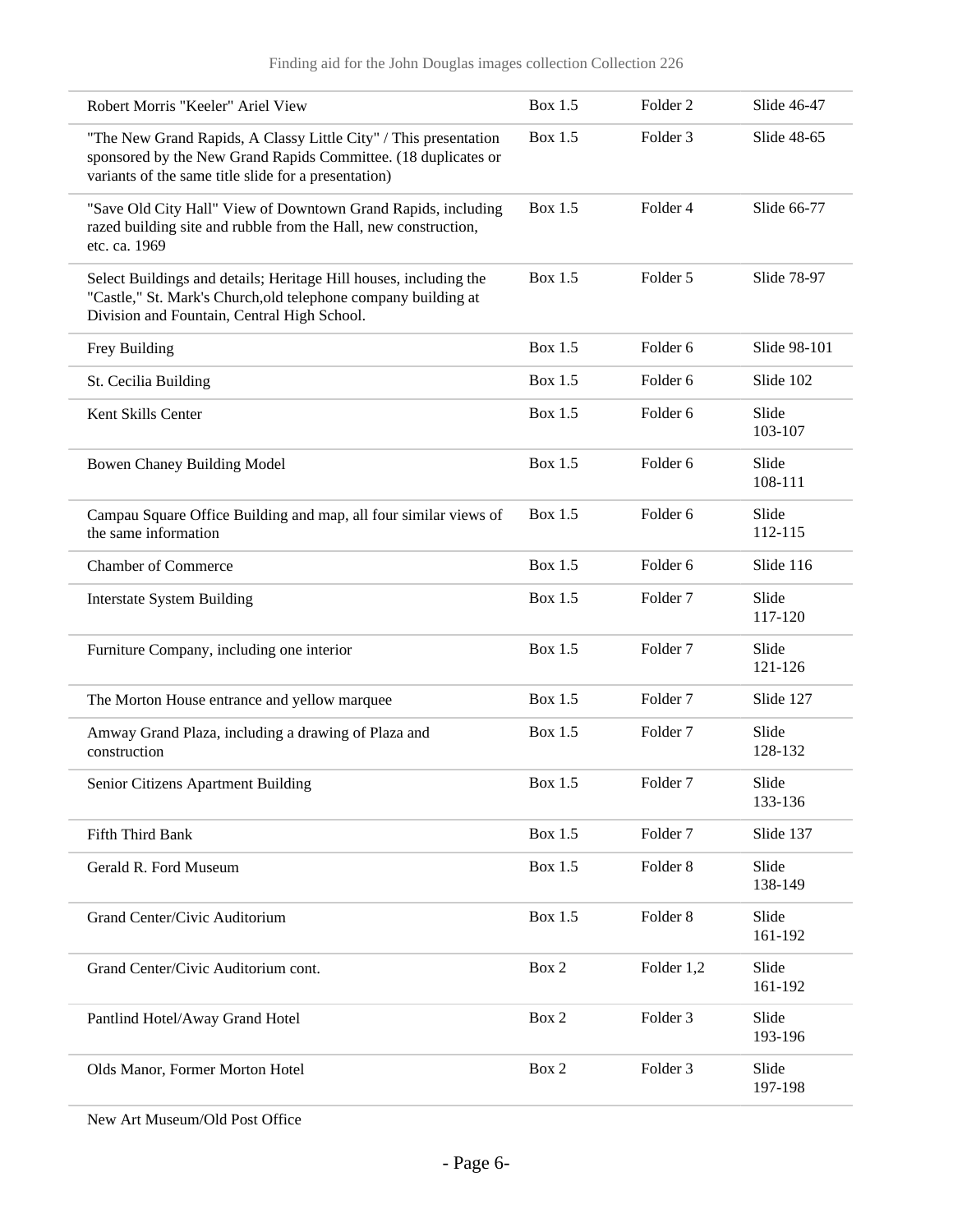| | | | |
|---|---|---|---|
| Robert Morris "Keeler" Ariel View | Box 1.5 | Folder 2 | Slide 46-47 |
| "The New Grand Rapids, A Classy Little City" / This presentation sponsored by the New Grand Rapids Committee. (18 duplicates or variants of the same title slide for a presentation) | Box 1.5 | Folder 3 | Slide 48-65 |
| "Save Old City Hall" View of Downtown Grand Rapids, including razed building site and rubble from the Hall, new construction, etc. ca. 1969 | Box 1.5 | Folder 4 | Slide 66-77 |
| Select Buildings and details; Heritage Hill houses, including the "Castle," St. Mark's Church,old telephone company building at Division and Fountain, Central High School. | Box 1.5 | Folder 5 | Slide 78-97 |
| Frey Building | Box 1.5 | Folder 6 | Slide 98-101 |
| St. Cecilia Building | Box 1.5 | Folder 6 | Slide 102 |
| Kent Skills Center | Box 1.5 | Folder 6 | Slide 103-107 |
| Bowen Chaney Building Model | Box 1.5 | Folder 6 | Slide 108-111 |
| Campau Square Office Building and map, all four similar views of the same information | Box 1.5 | Folder 6 | Slide 112-115 |
| Chamber of Commerce | Box 1.5 | Folder 6 | Slide 116 |
| Interstate System Building | Box 1.5 | Folder 7 | Slide 117-120 |
| Furniture Company, including one interior | Box 1.5 | Folder 7 | Slide 121-126 |
| The Morton House entrance and yellow marquee | Box 1.5 | Folder 7 | Slide 127 |
| Amway Grand Plaza, including a drawing of Plaza and construction | Box 1.5 | Folder 7 | Slide 128-132 |
| Senior Citizens Apartment Building | Box 1.5 | Folder 7 | Slide 133-136 |
| Fifth Third Bank | Box 1.5 | Folder 7 | Slide 137 |
| Gerald R. Ford Museum | Box 1.5 | Folder 8 | Slide 138-149 |
| Grand Center/Civic Auditorium | Box 1.5 | Folder 8 | Slide 161-192 |
| Grand Center/Civic Auditorium cont. | Box 2 | Folder 1,2 | Slide 161-192 |
| Pantlind Hotel/Away Grand Hotel | Box 2 | Folder 3 | Slide 193-196 |
| Olds Manor, Former Morton Hotel | Box 2 | Folder 3 | Slide 197-198 |
| New Art Museum/Old Post Office | | | |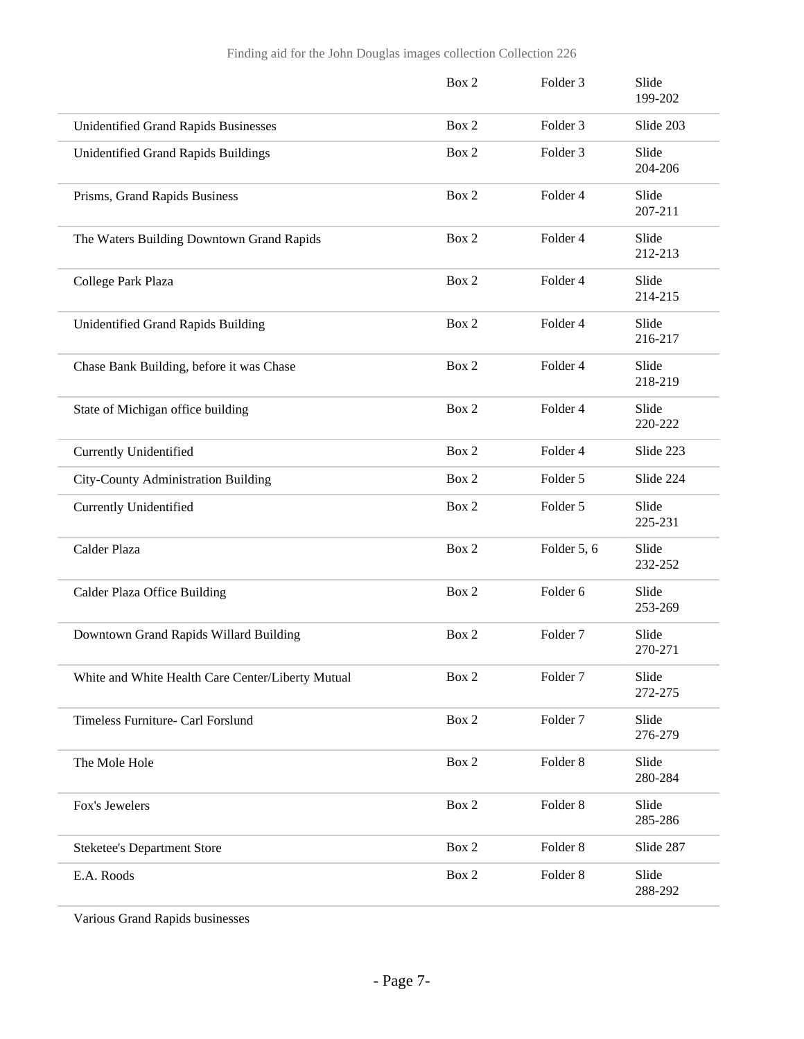|  | Box 2 | Folder 3 | Slide 199-202 |
|---|---|---|---|
| Unidentified Grand Rapids Businesses | Box 2 | Folder 3 | Slide 203 |
| Unidentified Grand Rapids Buildings | Box 2 | Folder 3 | Slide 204-206 |
| Prisms, Grand Rapids Business | Box 2 | Folder 4 | Slide 207-211 |
| The Waters Building Downtown Grand Rapids | Box 2 | Folder 4 | Slide 212-213 |
| College Park Plaza | Box 2 | Folder 4 | Slide 214-215 |
| Unidentified Grand Rapids Building | Box 2 | Folder 4 | Slide 216-217 |
| Chase Bank Building, before it was Chase | Box 2 | Folder 4 | Slide 218-219 |
| State of Michigan office building | Box 2 | Folder 4 | Slide 220-222 |
| Currently Unidentified | Box 2 | Folder 4 | Slide 223 |
| City-County Administration Building | Box 2 | Folder 5 | Slide 224 |
| Currently Unidentified | Box 2 | Folder 5 | Slide 225-231 |
| Calder Plaza | Box 2 | Folder 5, 6 | Slide 232-252 |
| Calder Plaza Office Building | Box 2 | Folder 6 | Slide 253-269 |
| Downtown Grand Rapids Willard Building | Box 2 | Folder 7 | Slide 270-271 |
| White and White Health Care Center/Liberty Mutual | Box 2 | Folder 7 | Slide 272-275 |
| Timeless Furniture- Carl Forslund | Box 2 | Folder 7 | Slide 276-279 |
| The Mole Hole | Box 2 | Folder 8 | Slide 280-284 |
| Fox's Jewelers | Box 2 | Folder 8 | Slide 285-286 |
| Steketee's Department Store | Box 2 | Folder 8 | Slide 287 |
| E.A. Roods | Box 2 | Folder 8 | Slide 288-292 |

Various Grand Rapids businesses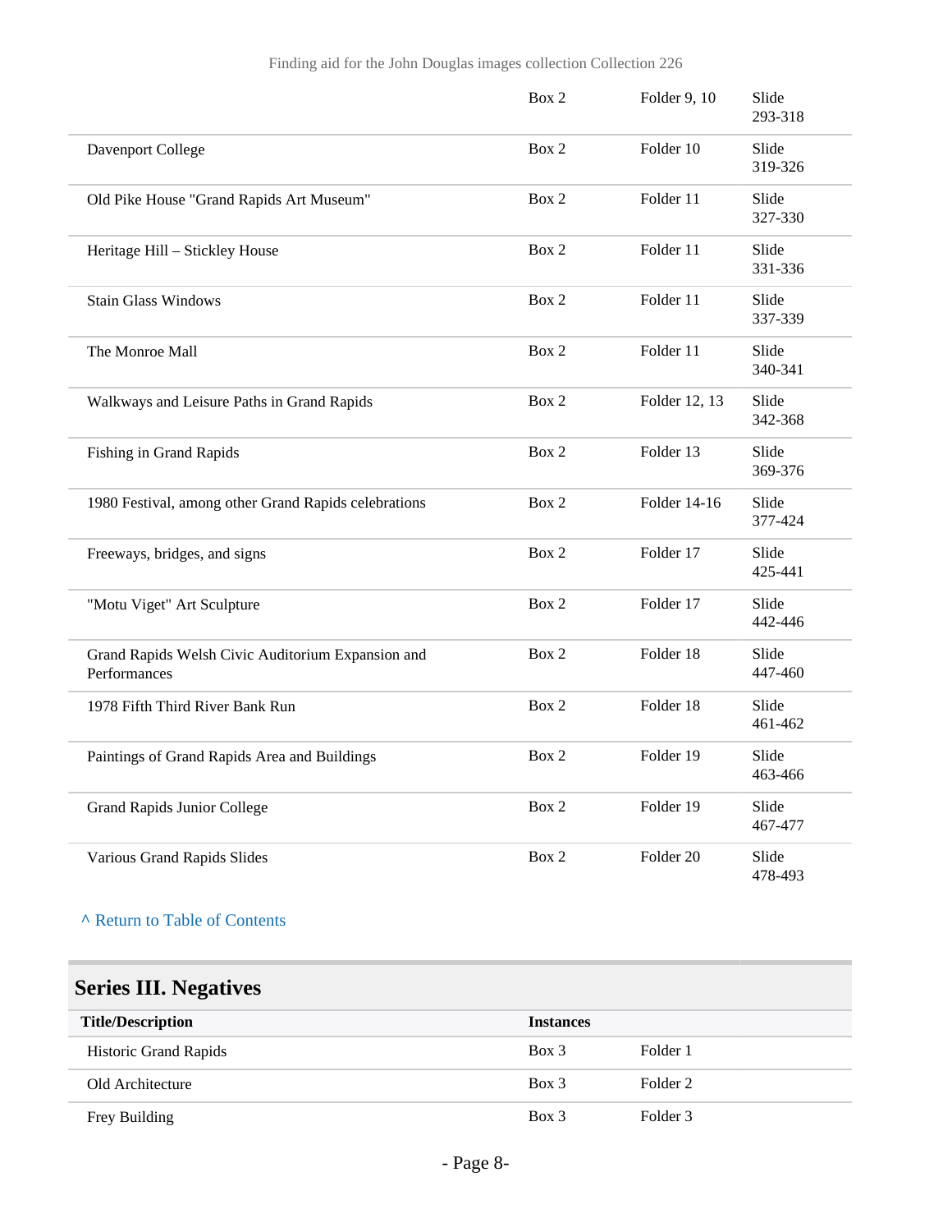| | | | |
|---|---|---|---|
| | Box 2 | Folder 9, 10 | Slide 293-318 |
| Davenport College | Box 2 | Folder 10 | Slide 319-326 |
| Old Pike House "Grand Rapids Art Museum" | Box 2 | Folder 11 | Slide 327-330 |
| Heritage Hill – Stickley House | Box 2 | Folder 11 | Slide 331-336 |
| Stain Glass Windows | Box 2 | Folder 11 | Slide 337-339 |
| The Monroe Mall | Box 2 | Folder 11 | Slide 340-341 |
| Walkways and Leisure Paths in Grand Rapids | Box 2 | Folder 12, 13 | Slide 342-368 |
| Fishing in Grand Rapids | Box 2 | Folder 13 | Slide 369-376 |
| 1980 Festival, among other Grand Rapids celebrations | Box 2 | Folder 14-16 | Slide 377-424 |
| Freeways, bridges, and signs | Box 2 | Folder 17 | Slide 425-441 |
| "Motu Viget" Art Sculpture | Box 2 | Folder 17 | Slide 442-446 |
| Grand Rapids Welsh Civic Auditorium Expansion and Performances | Box 2 | Folder 18 | Slide 447-460 |
| 1978 Fifth Third River Bank Run | Box 2 | Folder 18 | Slide 461-462 |
| Paintings of Grand Rapids Area and Buildings | Box 2 | Folder 19 | Slide 463-466 |
| Grand Rapids Junior College | Box 2 | Folder 19 | Slide 467-477 |
| Various Grand Rapids Slides | Box 2 | Folder 20 | Slide 478-493 |

^ Return to Table of Contents

## Series III. Negatives

| Title/Description | Instances | |
|---|---|---|
| Historic Grand Rapids | Box 3 | Folder 1 |
| Old Architecture | Box 3 | Folder 2 |
| Frey Building | Box 3 | Folder 3 |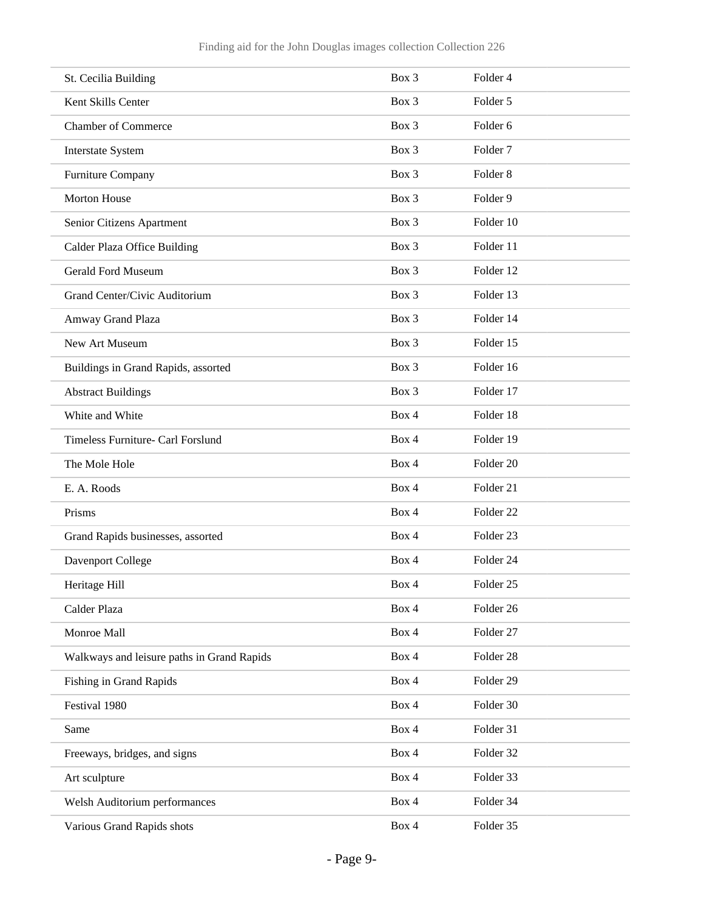| | | |
|---|---|---|
| St. Cecilia Building | Box 3 | Folder 4 |
| Kent Skills Center | Box 3 | Folder 5 |
| Chamber of Commerce | Box 3 | Folder 6 |
| Interstate System | Box 3 | Folder 7 |
| Furniture Company | Box 3 | Folder 8 |
| Morton House | Box 3 | Folder 9 |
| Senior Citizens Apartment | Box 3 | Folder 10 |
| Calder Plaza Office Building | Box 3 | Folder 11 |
| Gerald Ford Museum | Box 3 | Folder 12 |
| Grand Center/Civic Auditorium | Box 3 | Folder 13 |
| Amway Grand Plaza | Box 3 | Folder 14 |
| New Art Museum | Box 3 | Folder 15 |
| Buildings in Grand Rapids, assorted | Box 3 | Folder 16 |
| Abstract Buildings | Box 3 | Folder 17 |
| White and White | Box 4 | Folder 18 |
| Timeless Furniture- Carl Forslund | Box 4 | Folder 19 |
| The Mole Hole | Box 4 | Folder 20 |
| E. A. Roods | Box 4 | Folder 21 |
| Prisms | Box 4 | Folder 22 |
| Grand Rapids businesses, assorted | Box 4 | Folder 23 |
| Davenport College | Box 4 | Folder 24 |
| Heritage Hill | Box 4 | Folder 25 |
| Calder Plaza | Box 4 | Folder 26 |
| Monroe Mall | Box 4 | Folder 27 |
| Walkways and leisure paths in Grand Rapids | Box 4 | Folder 28 |
| Fishing in Grand Rapids | Box 4 | Folder 29 |
| Festival 1980 | Box 4 | Folder 30 |
| Same | Box 4 | Folder 31 |
| Freeways, bridges, and signs | Box 4 | Folder 32 |
| Art sculpture | Box 4 | Folder 33 |
| Welsh Auditorium performances | Box 4 | Folder 34 |
| Various Grand Rapids shots | Box 4 | Folder 35 |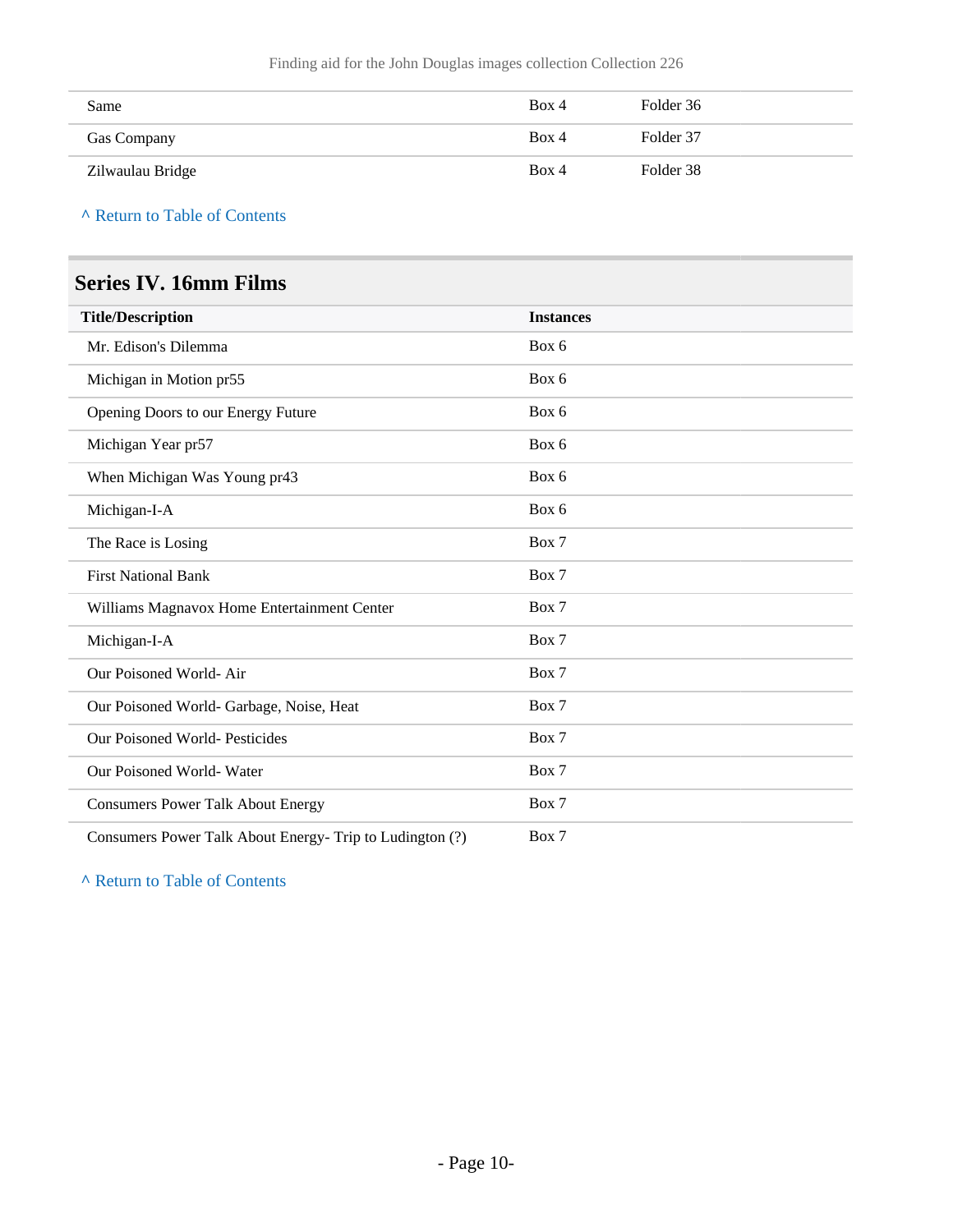| | | |
| --- | --- | --- |
| Same | Box 4 | Folder 36 |
| Gas Company | Box 4 | Folder 37 |
| Zilwaulau Bridge | Box 4 | Folder 38 |

^ Return to Table of Contents

## Series IV. 16mm Films

| Title/Description | Instances |
| --- | --- |
| Mr. Edison's Dilemma | Box 6 |
| Michigan in Motion pr55 | Box 6 |
| Opening Doors to our Energy Future | Box 6 |
| Michigan Year pr57 | Box 6 |
| When Michigan Was Young pr43 | Box 6 |
| Michigan-I-A | Box 6 |
| The Race is Losing | Box 7 |
| First National Bank | Box 7 |
| Williams Magnavox Home Entertainment Center | Box 7 |
| Michigan-I-A | Box 7 |
| Our Poisoned World- Air | Box 7 |
| Our Poisoned World- Garbage, Noise, Heat | Box 7 |
| Our Poisoned World- Pesticides | Box 7 |
| Our Poisoned World- Water | Box 7 |
| Consumers Power Talk About Energy | Box 7 |
| Consumers Power Talk About Energy- Trip to Ludington (?) | Box 7 |

^ Return to Table of Contents